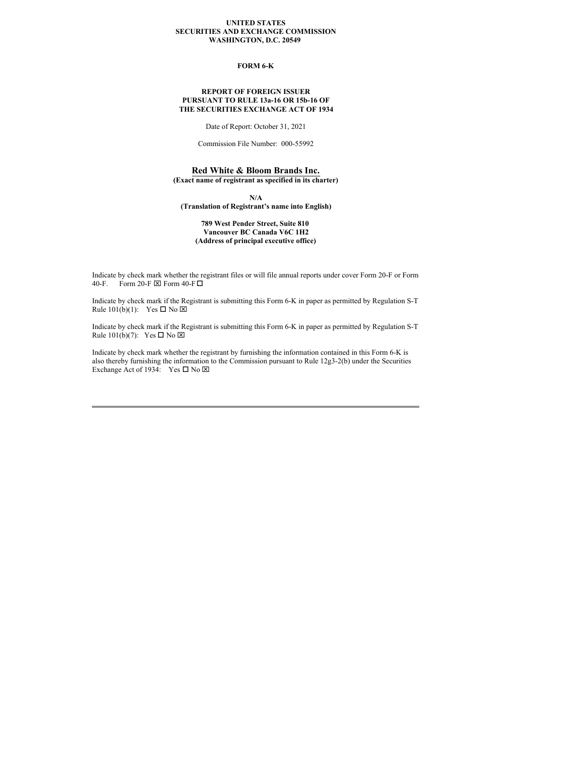**UNITED STATES**
**SECURITIES AND EXCHANGE COMMISSION**
**WASHINGTON, D.C. 20549**

**FORM 6-K**

**REPORT OF FOREIGN ISSUER**
**PURSUANT TO RULE 13a-16 OR 15b-16 OF**
**THE SECURITIES EXCHANGE ACT OF 1934**

Date of Report: October 31, 2021

Commission File Number: 000-55992

**Red White & Bloom Brands Inc.**
**(Exact name of registrant as specified in its charter)**

**N/A**
**(Translation of Registrant's name into English)**

**789 West Pender Street, Suite 810**
**Vancouver BC Canada V6C 1H2**
**(Address of principal executive office)**

Indicate by check mark whether the registrant files or will file annual reports under cover Form 20-F or Form 40-F. Form 20-F ☒ Form 40-F ☐

Indicate by check mark if the Registrant is submitting this Form 6-K in paper as permitted by Regulation S-T Rule 101(b)(1): Yes ☐ No ☒

Indicate by check mark if the Registrant is submitting this Form 6-K in paper as permitted by Regulation S-T Rule 101(b)(7): Yes ☐ No ☒

Indicate by check mark whether the registrant by furnishing the information contained in this Form 6-K is also thereby furnishing the information to the Commission pursuant to Rule 12g3-2(b) under the Securities Exchange Act of 1934: Yes ☐ No ☒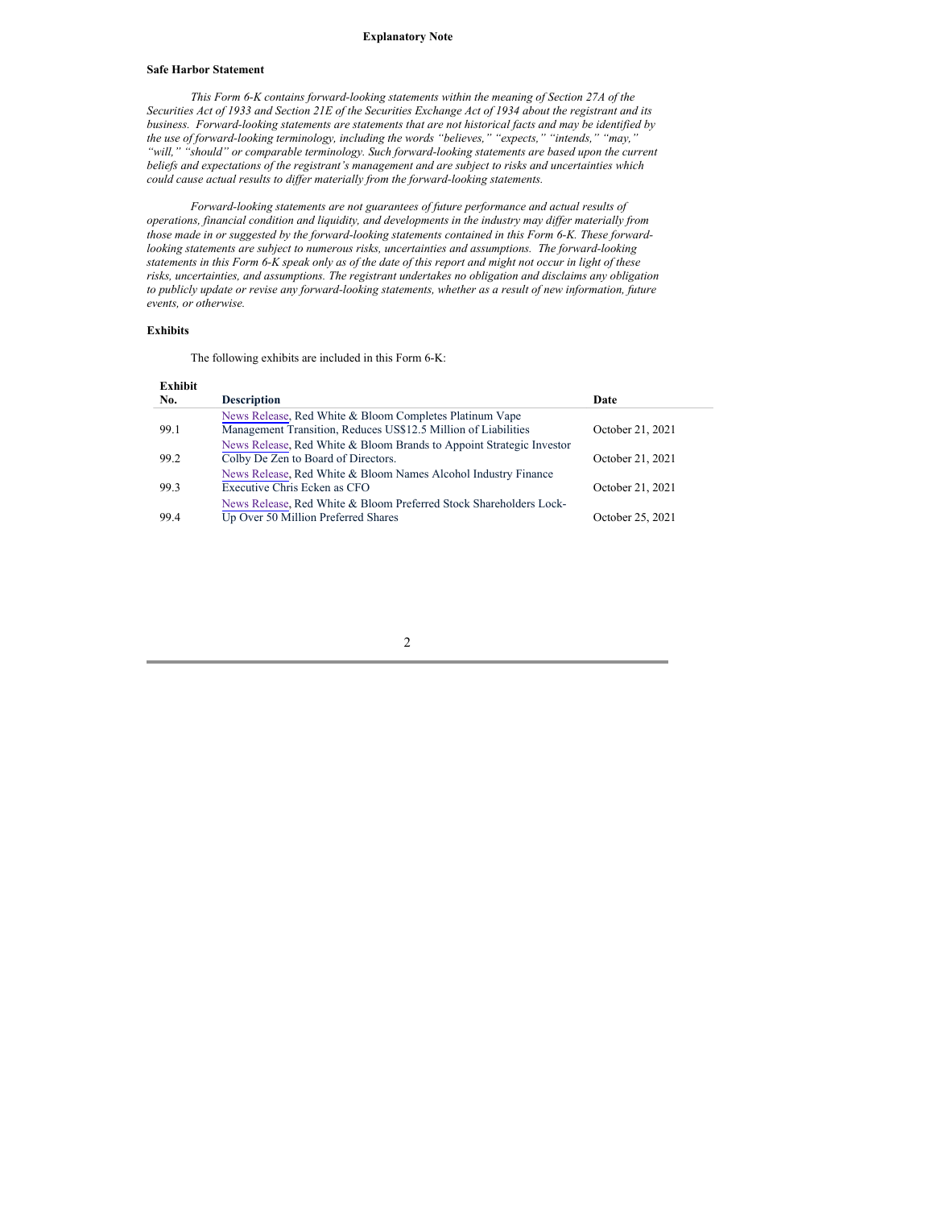**Explanatory Note**

**Safe Harbor Statement**

*This Form 6-K contains forward-looking statements within the meaning of Section 27A of the Securities Act of 1933 and Section 21E of the Securities Exchange Act of 1934 about the registrant and its business. Forward-looking statements are statements that are not historical facts and may be identified by the use of forward-looking terminology, including the words "believes," "expects," "intends," "may," "will," "should" or comparable terminology. Such forward-looking statements are based upon the current beliefs and expectations of the registrant's management and are subject to risks and uncertainties which could cause actual results to differ materially from the forward-looking statements.*

*Forward-looking statements are not guarantees of future performance and actual results of operations, financial condition and liquidity, and developments in the industry may differ materially from those made in or suggested by the forward-looking statements contained in this Form 6-K. These forward-looking statements are subject to numerous risks, uncertainties and assumptions. The forward-looking statements in this Form 6-K speak only as of the date of this report and might not occur in light of these risks, uncertainties, and assumptions. The registrant undertakes no obligation and disclaims any obligation to publicly update or revise any forward-looking statements, whether as a result of new information, future events, or otherwise.*

**Exhibits**

The following exhibits are included in this Form 6-K:

| Exhibit No. | Description | Date |
|---|---|---|
| 99.1 | News Release, Red White & Bloom Completes Platinum Vape Management Transition, Reduces US$12.5 Million of Liabilities | October 21, 2021 |
| 99.2 | News Release, Red White & Bloom Brands to Appoint Strategic Investor Colby De Zen to Board of Directors. | October 21, 2021 |
| 99.3 | News Release, Red White & Bloom Names Alcohol Industry Finance Executive Chris Ecken as CFO | October 21, 2021 |
| 99.4 | News Release, Red White & Bloom Preferred Stock Shareholders Lock-Up Over 50 Million Preferred Shares | October 25, 2021 |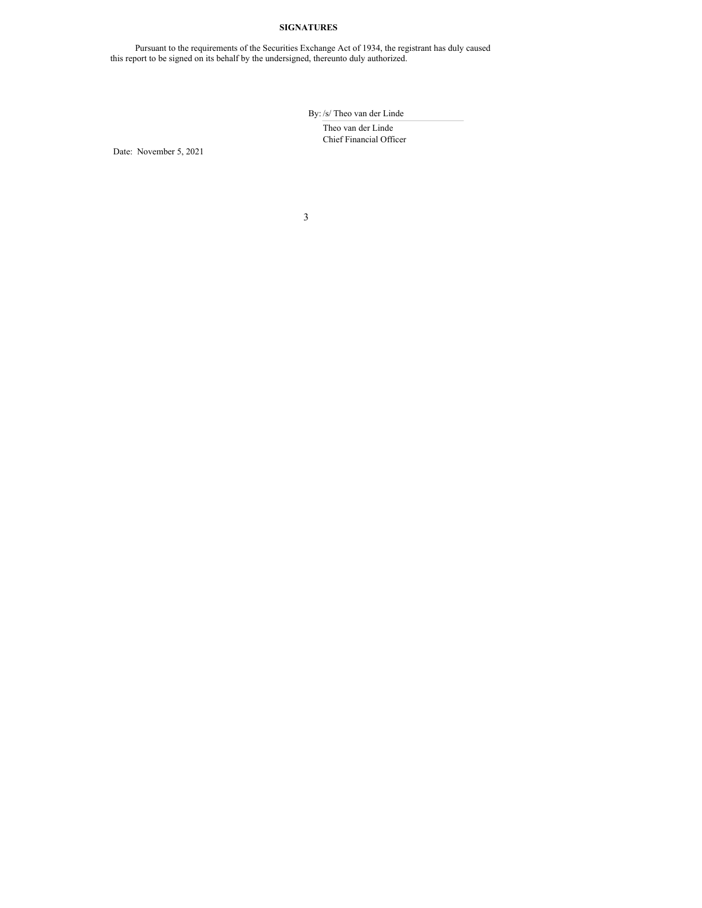**SIGNATURES**

Pursuant to the requirements of the Securities Exchange Act of 1934, the registrant has duly caused this report to be signed on its behalf by the undersigned, thereunto duly authorized.

By: /s/ Theo van der Linde

Theo van der Linde
Chief Financial Officer

Date: November 5, 2021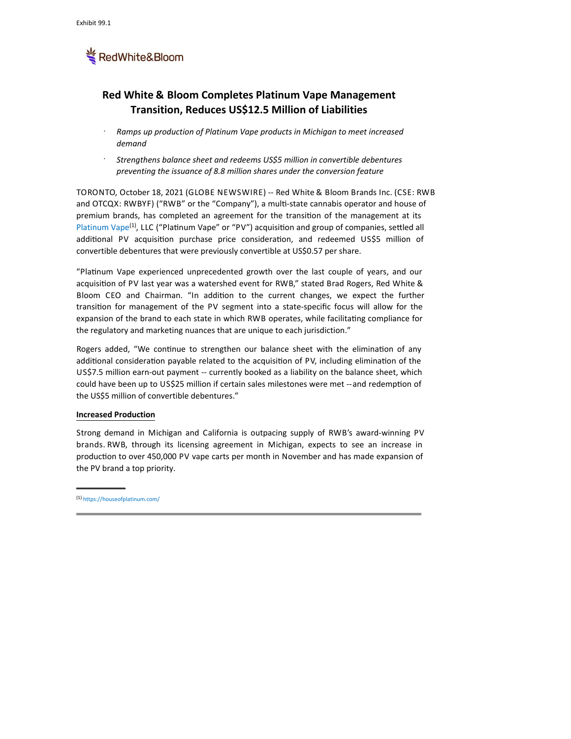Exhibit 99.1

RedWhite&Bloom

# Red White & Bloom Completes Platinum Vape Management Transition, Reduces US$12.5 Million of Liabilities

- *Ramps up production of Platinum Vape products in Michigan to meet increased demand*
- *Strengthens balance sheet and redeems US$5 million in convertible debentures preventing the issuance of 8.8 million shares under the conversion feature*

TORONTO, October 18, 2021 (GLOBE NEWSWIRE) -- Red White & Bloom Brands Inc. (CSE: RWB and OTCQX: RWBYF) ("RWB" or the "Company"), a multi-state cannabis operator and house of premium brands, has completed an agreement for the transition of the management at its Platinum Vape[1], LLC ("Platinum Vape" or "PV") acquisition and group of companies, settled all additional PV acquisition purchase price consideration, and redeemed US$5 million of convertible debentures that were previously convertible at US$0.57 per share.

"Platinum Vape experienced unprecedented growth over the last couple of years, and our acquisition of PV last year was a watershed event for RWB," stated Brad Rogers, Red White & Bloom CEO and Chairman. "In addition to the current changes, we expect the further transition for management of the PV segment into a state-specific focus will allow for the expansion of the brand to each state in which RWB operates, while facilitating compliance for the regulatory and marketing nuances that are unique to each jurisdiction."

Rogers added, "We continue to strengthen our balance sheet with the elimination of any additional consideration payable related to the acquisition of PV, including elimination of the US$7.5 million earn-out payment -- currently booked as a liability on the balance sheet, which could have been up to US$25 million if certain sales milestones were met --and redemption of the US$5 million of convertible debentures."

## Increased Production

Strong demand in Michigan and California is outpacing supply of RWB's award-winning PV brands. RWB, through its licensing agreement in Michigan, expects to see an increase in production to over 450,000 PV vape carts per month in November and has made expansion of the PV brand a top priority.

---

[1] https://houseofplatinum.com/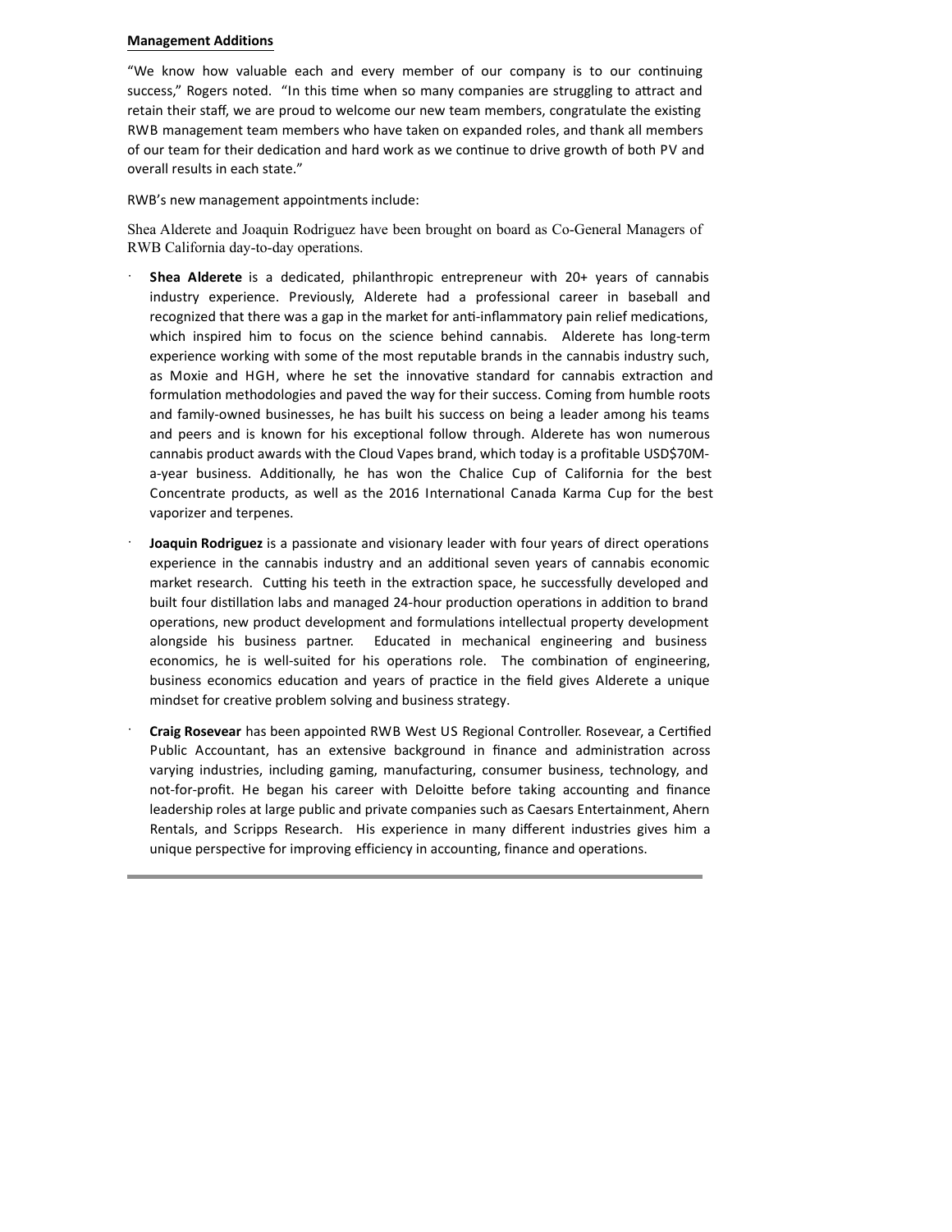**Management Additions**

"We know how valuable each and every member of our company is to our continuing success," Rogers noted. "In this time when so many companies are struggling to attract and retain their staff, we are proud to welcome our new team members, congratulate the existing RWB management team members who have taken on expanded roles, and thank all members of our team for their dedication and hard work as we continue to drive growth of both PV and overall results in each state."

RWB's new management appointments include:

Shea Alderete and Joaquin Rodriguez have been brought on board as Co-General Managers of RWB California day-to-day operations.

- **Shea Alderete** is a dedicated, philanthropic entrepreneur with 20+ years of cannabis industry experience. Previously, Alderete had a professional career in baseball and recognized that there was a gap in the market for anti-inflammatory pain relief medications, which inspired him to focus on the science behind cannabis. Alderete has long-term experience working with some of the most reputable brands in the cannabis industry such, as Moxie and HGH, where he set the innovative standard for cannabis extraction and formulation methodologies and paved the way for their success. Coming from humble roots and family-owned businesses, he has built his success on being a leader among his teams and peers and is known for his exceptional follow through. Alderete has won numerous cannabis product awards with the Cloud Vapes brand, which today is a profitable USD$70M-a-year business. Additionally, he has won the Chalice Cup of California for the best Concentrate products, as well as the 2016 International Canada Karma Cup for the best vaporizer and terpenes.

- **Joaquin Rodriguez** is a passionate and visionary leader with four years of direct operations experience in the cannabis industry and an additional seven years of cannabis economic market research. Cutting his teeth in the extraction space, he successfully developed and built four distillation labs and managed 24-hour production operations in addition to brand operations, new product development and formulations intellectual property development alongside his business partner. Educated in mechanical engineering and business economics, he is well-suited for his operations role. The combination of engineering, business economics education and years of practice in the field gives Alderete a unique mindset for creative problem solving and business strategy.

- **Craig Rosevear** has been appointed RWB West US Regional Controller. Rosevear, a Certified Public Accountant, has an extensive background in finance and administration across varying industries, including gaming, manufacturing, consumer business, technology, and not-for-profit. He began his career with Deloitte before taking accounting and finance leadership roles at large public and private companies such as Caesars Entertainment, Ahern Rentals, and Scripps Research. His experience in many different industries gives him a unique perspective for improving efficiency in accounting, finance and operations.

---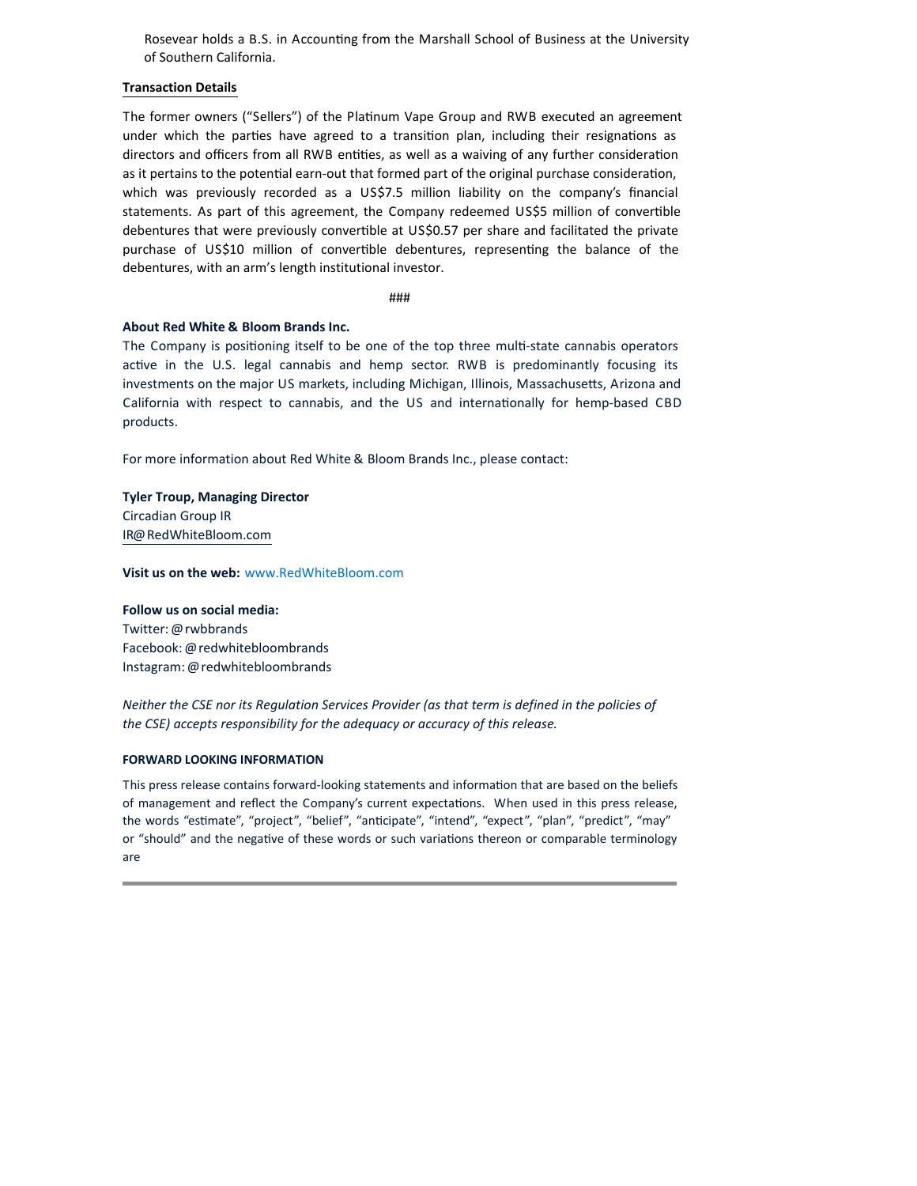Rosevear holds a B.S. in Accounting from the Marshall School of Business at the University of Southern California.

**Transaction Details**

The former owners ("Sellers") of the Platinum Vape Group and RWB executed an agreement under which the parties have agreed to a transition plan, including their resignations as directors and officers from all RWB entities, as well as a waiving of any further consideration as it pertains to the potential earn-out that formed part of the original purchase consideration, which was previously recorded as a US$7.5 million liability on the company's financial statements. As part of this agreement, the Company redeemed US$5 million of convertible debentures that were previously convertible at US$0.57 per share and facilitated the private purchase of US$10 million of convertible debentures, representing the balance of the debentures, with an arm's length institutional investor.

###

**About Red White & Bloom Brands Inc.**

The Company is positioning itself to be one of the top three multi-state cannabis operators active in the U.S. legal cannabis and hemp sector. RWB is predominantly focusing its investments on the major US markets, including Michigan, Illinois, Massachusetts, Arizona and California with respect to cannabis, and the US and internationally for hemp-based CBD products.

For more information about Red White & Bloom Brands Inc., please contact:

**Tyler Troup, Managing Director**
Circadian Group IR
IR@RedWhiteBloom.com

**Visit us on the web:** www.RedWhiteBloom.com

**Follow us on social media:**
Twitter: @rwbbrands
Facebook: @redwhitebloombrands
Instagram: @redwhitebloombrands

*Neither the CSE nor its Regulation Services Provider (as that term is defined in the policies of the CSE) accepts responsibility for the adequacy or accuracy of this release.*

**FORWARD LOOKING INFORMATION**

This press release contains forward-looking statements and information that are based on the beliefs of management and reflect the Company's current expectations. When used in this press release, the words "estimate", "project", "belief", "anticipate", "intend", "expect", "plan", "predict", "may" or "should" and the negative of these words or such variations thereon or comparable terminology are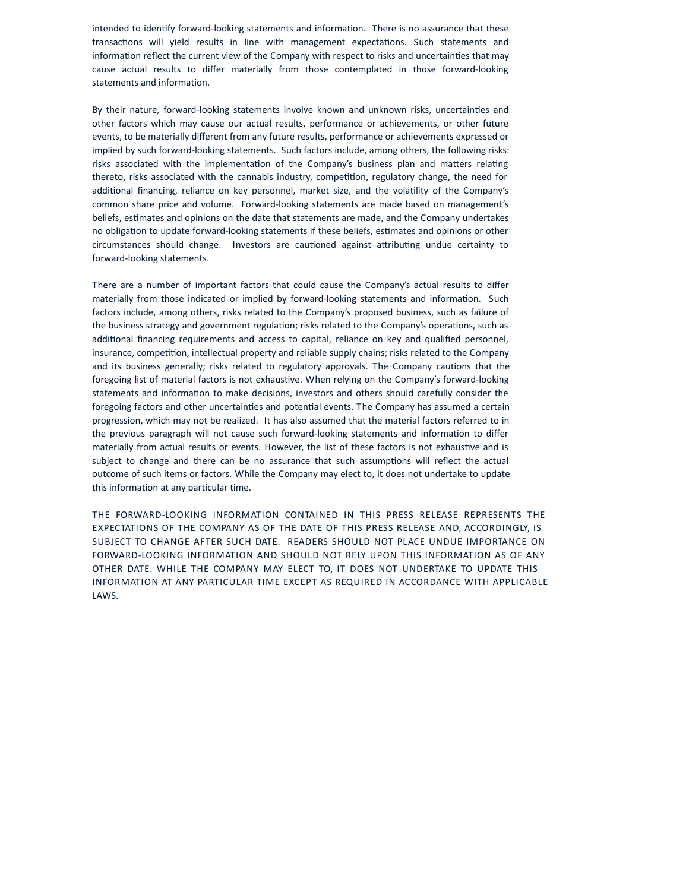intended to identify forward-looking statements and information. There is no assurance that these transactions will yield results in line with management expectations. Such statements and information reflect the current view of the Company with respect to risks and uncertainties that may cause actual results to differ materially from those contemplated in those forward-looking statements and information.

By their nature, forward-looking statements involve known and unknown risks, uncertainties and other factors which may cause our actual results, performance or achievements, or other future events, to be materially different from any future results, performance or achievements expressed or implied by such forward-looking statements. Such factors include, among others, the following risks: risks associated with the implementation of the Company's business plan and matters relating thereto, risks associated with the cannabis industry, competition, regulatory change, the need for additional financing, reliance on key personnel, market size, and the volatility of the Company's common share price and volume. Forward-looking statements are made based on management's beliefs, estimates and opinions on the date that statements are made, and the Company undertakes no obligation to update forward-looking statements if these beliefs, estimates and opinions or other circumstances should change. Investors are cautioned against attributing undue certainty to forward-looking statements.

There are a number of important factors that could cause the Company's actual results to differ materially from those indicated or implied by forward-looking statements and information. Such factors include, among others, risks related to the Company's proposed business, such as failure of the business strategy and government regulation; risks related to the Company's operations, such as additional financing requirements and access to capital, reliance on key and qualified personnel, insurance, competition, intellectual property and reliable supply chains; risks related to the Company and its business generally; risks related to regulatory approvals. The Company cautions that the foregoing list of material factors is not exhaustive. When relying on the Company's forward-looking statements and information to make decisions, investors and others should carefully consider the foregoing factors and other uncertainties and potential events. The Company has assumed a certain progression, which may not be realized. It has also assumed that the material factors referred to in the previous paragraph will not cause such forward-looking statements and information to differ materially from actual results or events. However, the list of these factors is not exhaustive and is subject to change and there can be no assurance that such assumptions will reflect the actual outcome of such items or factors. While the Company may elect to, it does not undertake to update this information at any particular time.

THE FORWARD-LOOKING INFORMATION CONTAINED IN THIS PRESS RELEASE REPRESENTS THE EXPECTATIONS OF THE COMPANY AS OF THE DATE OF THIS PRESS RELEASE AND, ACCORDINGLY, IS SUBJECT TO CHANGE AFTER SUCH DATE. READERS SHOULD NOT PLACE UNDUE IMPORTANCE ON FORWARD-LOOKING INFORMATION AND SHOULD NOT RELY UPON THIS INFORMATION AS OF ANY OTHER DATE. WHILE THE COMPANY MAY ELECT TO, IT DOES NOT UNDERTAKE TO UPDATE THIS INFORMATION AT ANY PARTICULAR TIME EXCEPT AS REQUIRED IN ACCORDANCE WITH APPLICABLE LAWS.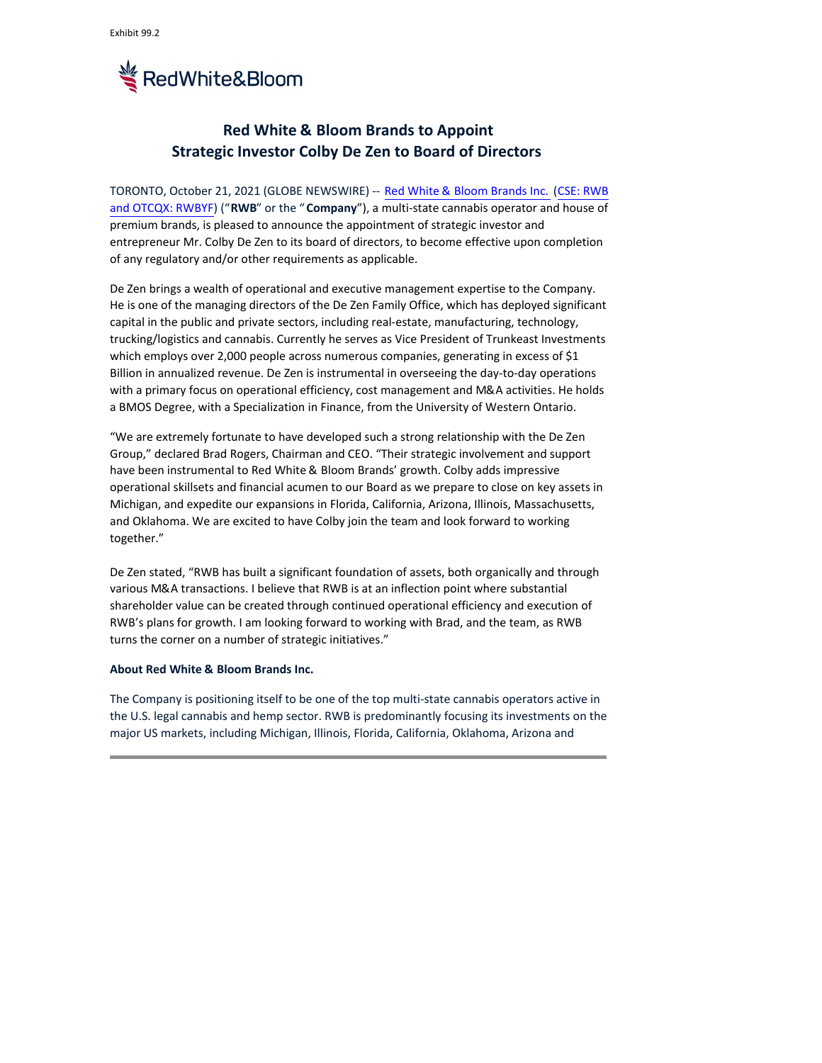Exhibit 99.2

RedWhite&Bloom

## Red White & Bloom Brands to Appoint Strategic Investor Colby De Zen to Board of Directors

TORONTO, October 21, 2021 (GLOBE NEWSWIRE) -- Red White & Bloom Brands Inc. (CSE: RWB and OTCQX: RWBYF) ("**RWB**" or the "**Company**"), a multi-state cannabis operator and house of premium brands, is pleased to announce the appointment of strategic investor and entrepreneur Mr. Colby De Zen to its board of directors, to become effective upon completion of any regulatory and/or other requirements as applicable.

De Zen brings a wealth of operational and executive management expertise to the Company. He is one of the managing directors of the De Zen Family Office, which has deployed significant capital in the public and private sectors, including real-estate, manufacturing, technology, trucking/logistics and cannabis. Currently he serves as Vice President of Trunkeast Investments which employs over 2,000 people across numerous companies, generating in excess of $1 Billion in annualized revenue. De Zen is instrumental in overseeing the day-to-day operations with a primary focus on operational efficiency, cost management and M&A activities. He holds a BMOS Degree, with a Specialization in Finance, from the University of Western Ontario.

"We are extremely fortunate to have developed such a strong relationship with the De Zen Group," declared Brad Rogers, Chairman and CEO. "Their strategic involvement and support have been instrumental to Red White & Bloom Brands' growth. Colby adds impressive operational skillsets and financial acumen to our Board as we prepare to close on key assets in Michigan, and expedite our expansions in Florida, California, Arizona, Illinois, Massachusetts, and Oklahoma. We are excited to have Colby join the team and look forward to working together."

De Zen stated, "RWB has built a significant foundation of assets, both organically and through various M&A transactions. I believe that RWB is at an inflection point where substantial shareholder value can be created through continued operational efficiency and execution of RWB's plans for growth. I am looking forward to working with Brad, and the team, as RWB turns the corner on a number of strategic initiatives."

**About Red White & Bloom Brands Inc.**

The Company is positioning itself to be one of the top multi-state cannabis operators active in the U.S. legal cannabis and hemp sector. RWB is predominantly focusing its investments on the major US markets, including Michigan, Illinois, Florida, California, Oklahoma, Arizona and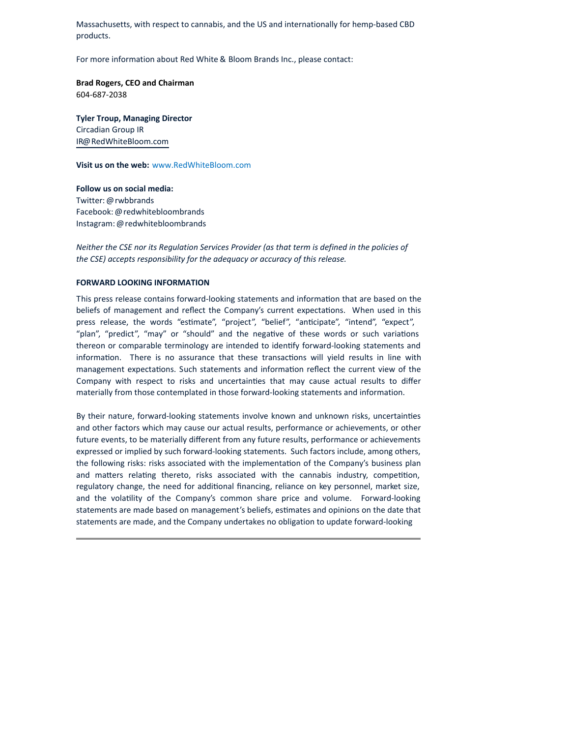Massachusetts, with respect to cannabis, and the US and internationally for hemp-based CBD products.

For more information about Red White & Bloom Brands Inc., please contact:

**Brad Rogers, CEO and Chairman**
604-687-2038

**Tyler Troup, Managing Director**
Circadian Group IR
IR@RedWhiteBloom.com

**Visit us on the web:** www.RedWhiteBloom.com

**Follow us on social media:**
Twitter: @rwbbrands
Facebook: @redwhitebloombrands
Instagram: @redwhitebloombrands

*Neither the CSE nor its Regulation Services Provider (as that term is defined in the policies of the CSE) accepts responsibility for the adequacy or accuracy of this release.*

**FORWARD LOOKING INFORMATION**

This press release contains forward-looking statements and information that are based on the beliefs of management and reflect the Company's current expectations. When used in this press release, the words "estimate", "project", "belief", "anticipate", "intend", "expect", "plan", "predict", "may" or "should" and the negative of these words or such variations thereon or comparable terminology are intended to identify forward-looking statements and information. There is no assurance that these transactions will yield results in line with management expectations. Such statements and information reflect the current view of the Company with respect to risks and uncertainties that may cause actual results to differ materially from those contemplated in those forward-looking statements and information.

By their nature, forward-looking statements involve known and unknown risks, uncertainties and other factors which may cause our actual results, performance or achievements, or other future events, to be materially different from any future results, performance or achievements expressed or implied by such forward-looking statements. Such factors include, among others, the following risks: risks associated with the implementation of the Company's business plan and matters relating thereto, risks associated with the cannabis industry, competition, regulatory change, the need for additional financing, reliance on key personnel, market size, and the volatility of the Company's common share price and volume. Forward-looking statements are made based on management's beliefs, estimates and opinions on the date that statements are made, and the Company undertakes no obligation to update forward-looking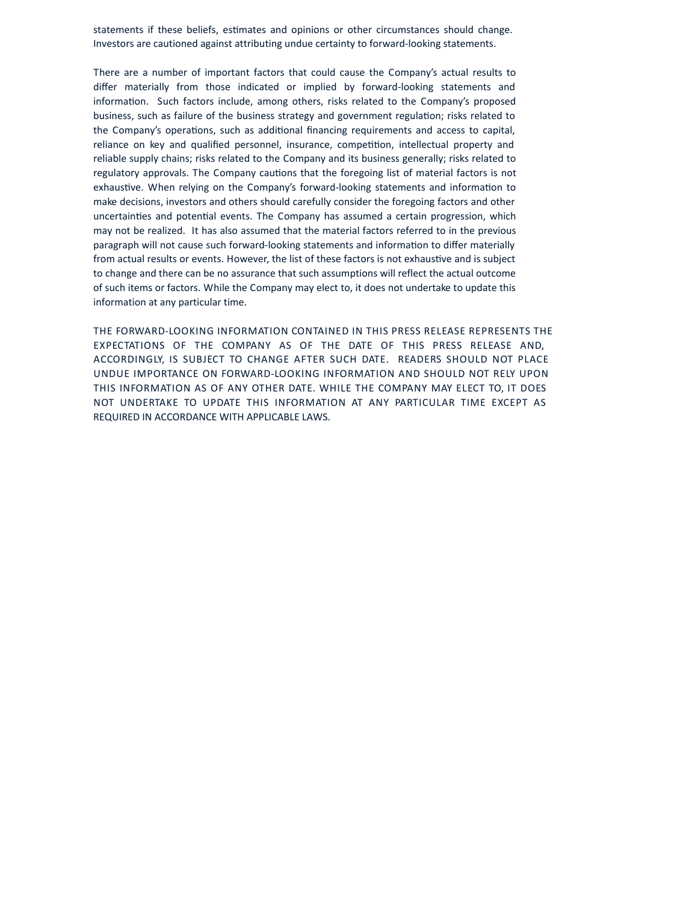statements if these beliefs, estimates and opinions or other circumstances should change. Investors are cautioned against attributing undue certainty to forward-looking statements.

There are a number of important factors that could cause the Company's actual results to differ materially from those indicated or implied by forward-looking statements and information. Such factors include, among others, risks related to the Company's proposed business, such as failure of the business strategy and government regulation; risks related to the Company's operations, such as additional financing requirements and access to capital, reliance on key and qualified personnel, insurance, competition, intellectual property and reliable supply chains; risks related to the Company and its business generally; risks related to regulatory approvals. The Company cautions that the foregoing list of material factors is not exhaustive. When relying on the Company's forward-looking statements and information to make decisions, investors and others should carefully consider the foregoing factors and other uncertainties and potential events. The Company has assumed a certain progression, which may not be realized. It has also assumed that the material factors referred to in the previous paragraph will not cause such forward-looking statements and information to differ materially from actual results or events. However, the list of these factors is not exhaustive and is subject to change and there can be no assurance that such assumptions will reflect the actual outcome of such items or factors. While the Company may elect to, it does not undertake to update this information at any particular time.

THE FORWARD-LOOKING INFORMATION CONTAINED IN THIS PRESS RELEASE REPRESENTS THE EXPECTATIONS OF THE COMPANY AS OF THE DATE OF THIS PRESS RELEASE AND, ACCORDINGLY, IS SUBJECT TO CHANGE AFTER SUCH DATE. READERS SHOULD NOT PLACE UNDUE IMPORTANCE ON FORWARD-LOOKING INFORMATION AND SHOULD NOT RELY UPON THIS INFORMATION AS OF ANY OTHER DATE. WHILE THE COMPANY MAY ELECT TO, IT DOES NOT UNDERTAKE TO UPDATE THIS INFORMATION AT ANY PARTICULAR TIME EXCEPT AS REQUIRED IN ACCORDANCE WITH APPLICABLE LAWS.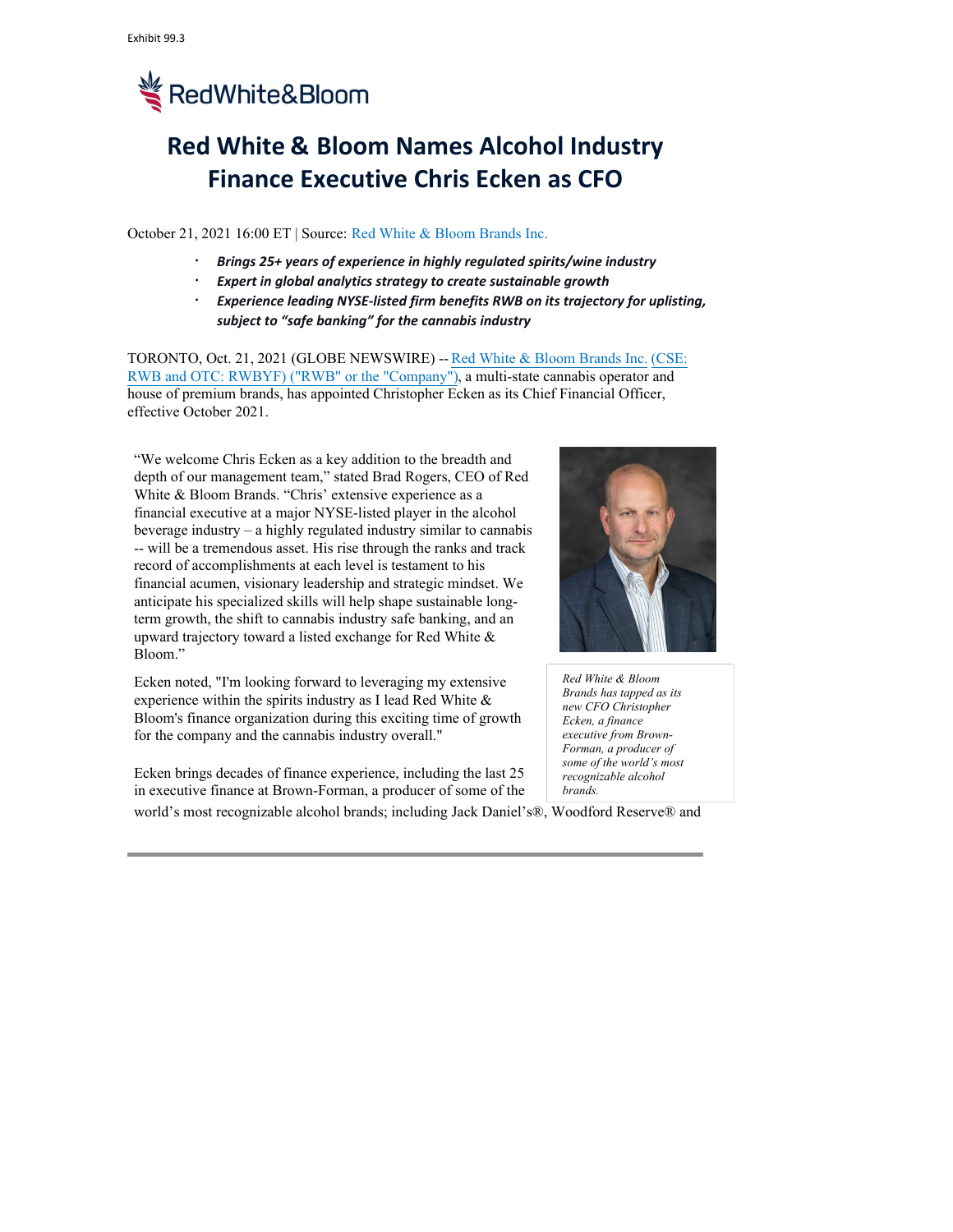Exhibit 99.3

RedWhite&Bloom

# Red White & Bloom Names Alcohol Industry Finance Executive Chris Ecken as CFO

October 21, 2021 16:00 ET | Source: Red White & Bloom Brands Inc.

- ***Brings 25+ years of experience in highly regulated spirits/wine industry***
- ***Expert in global analytics strategy to create sustainable growth***
- ***Experience leading NYSE-listed firm benefits RWB on its trajectory for uplisting, subject to "safe banking" for the cannabis industry***

TORONTO, Oct. 21, 2021 (GLOBE NEWSWIRE) -- Red White & Bloom Brands Inc. (CSE: RWB and OTC: RWBYF) ("RWB" or the "Company"), a multi-state cannabis operator and house of premium brands, has appointed Christopher Ecken as its Chief Financial Officer, effective October 2021.

"We welcome Chris Ecken as a key addition to the breadth and depth of our management team," stated Brad Rogers, CEO of Red White & Bloom Brands. "Chris' extensive experience as a financial executive at a major NYSE-listed player in the alcohol beverage industry – a highly regulated industry similar to cannabis -- will be a tremendous asset. His rise through the ranks and track record of accomplishments at each level is testament to his financial acumen, visionary leadership and strategic mindset. We anticipate his specialized skills will help shape sustainable long-term growth, the shift to cannabis industry safe banking, and an upward trajectory toward a listed exchange for Red White & Bloom."

*Red White & Bloom Brands has tapped as its new CFO Christopher Ecken, a finance executive from Brown-Forman, a producer of some of the world's most recognizable alcohol brands.*

Ecken noted, "I'm looking forward to leveraging my extensive experience within the spirits industry as I lead Red White & Bloom's finance organization during this exciting time of growth for the company and the cannabis industry overall."

Ecken brings decades of finance experience, including the last 25 in executive finance at Brown-Forman, a producer of some of the world's most recognizable alcohol brands; including Jack Daniel's®, Woodford Reserve® and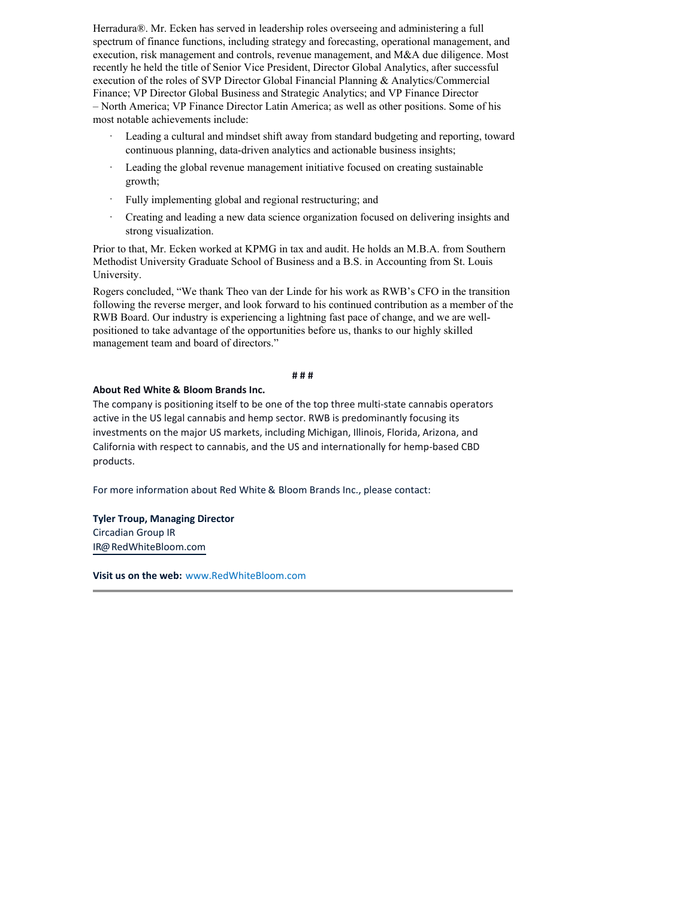Herradura®. Mr. Ecken has served in leadership roles overseeing and administering a full spectrum of finance functions, including strategy and forecasting, operational management, and execution, risk management and controls, revenue management, and M&A due diligence. Most recently he held the title of Senior Vice President, Director Global Analytics, after successful execution of the roles of SVP Director Global Financial Planning & Analytics/Commercial Finance; VP Director Global Business and Strategic Analytics; and VP Finance Director – North America; VP Finance Director Latin America; as well as other positions. Some of his most notable achievements include:

- Leading a cultural and mindset shift away from standard budgeting and reporting, toward continuous planning, data-driven analytics and actionable business insights;
- Leading the global revenue management initiative focused on creating sustainable growth;
- Fully implementing global and regional restructuring; and
- Creating and leading a new data science organization focused on delivering insights and strong visualization.

Prior to that, Mr. Ecken worked at KPMG in tax and audit. He holds an M.B.A. from Southern Methodist University Graduate School of Business and a B.S. in Accounting from St. Louis University.

Rogers concluded, "We thank Theo van der Linde for his work as RWB's CFO in the transition following the reverse merger, and look forward to his continued contribution as a member of the RWB Board. Our industry is experiencing a lightning fast pace of change, and we are well-positioned to take advantage of the opportunities before us, thanks to our highly skilled management team and board of directors."

# # #

**About Red White & Bloom Brands Inc.**

The company is positioning itself to be one of the top three multi-state cannabis operators active in the US legal cannabis and hemp sector. RWB is predominantly focusing its investments on the major US markets, including Michigan, Illinois, Florida, Arizona, and California with respect to cannabis, and the US and internationally for hemp-based CBD products.

For more information about Red White & Bloom Brands Inc., please contact:

**Tyler Troup, Managing Director**
Circadian Group IR
IR@RedWhiteBloom.com

**Visit us on the web:** www.RedWhiteBloom.com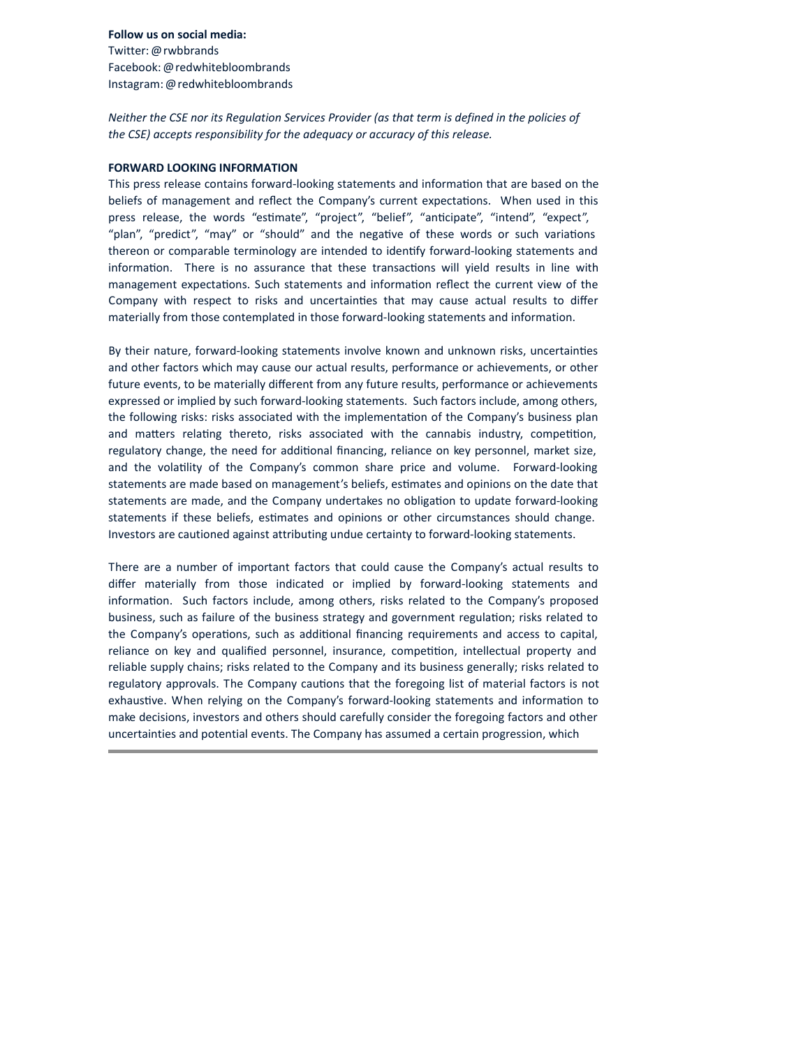**Follow us on social media:**
Twitter: @rwbbrands
Facebook: @redwhitebloombrands
Instagram: @redwhitebloombrands

*Neither the CSE nor its Regulation Services Provider (as that term is defined in the policies of the CSE) accepts responsibility for the adequacy or accuracy of this release.*

**FORWARD LOOKING INFORMATION**

This press release contains forward-looking statements and information that are based on the beliefs of management and reflect the Company's current expectations. When used in this press release, the words "estimate", "project", "belief", "anticipate", "intend", "expect", "plan", "predict", "may" or "should" and the negative of these words or such variations thereon or comparable terminology are intended to identify forward-looking statements and information. There is no assurance that these transactions will yield results in line with management expectations. Such statements and information reflect the current view of the Company with respect to risks and uncertainties that may cause actual results to differ materially from those contemplated in those forward-looking statements and information.

By their nature, forward-looking statements involve known and unknown risks, uncertainties and other factors which may cause our actual results, performance or achievements, or other future events, to be materially different from any future results, performance or achievements expressed or implied by such forward-looking statements. Such factors include, among others, the following risks: risks associated with the implementation of the Company's business plan and matters relating thereto, risks associated with the cannabis industry, competition, regulatory change, the need for additional financing, reliance on key personnel, market size, and the volatility of the Company's common share price and volume. Forward-looking statements are made based on management's beliefs, estimates and opinions on the date that statements are made, and the Company undertakes no obligation to update forward-looking statements if these beliefs, estimates and opinions or other circumstances should change. Investors are cautioned against attributing undue certainty to forward-looking statements.

There are a number of important factors that could cause the Company's actual results to differ materially from those indicated or implied by forward-looking statements and information. Such factors include, among others, risks related to the Company's proposed business, such as failure of the business strategy and government regulation; risks related to the Company's operations, such as additional financing requirements and access to capital, reliance on key and qualified personnel, insurance, competition, intellectual property and reliable supply chains; risks related to the Company and its business generally; risks related to regulatory approvals. The Company cautions that the foregoing list of material factors is not exhaustive. When relying on the Company's forward-looking statements and information to make decisions, investors and others should carefully consider the foregoing factors and other uncertainties and potential events. The Company has assumed a certain progression, which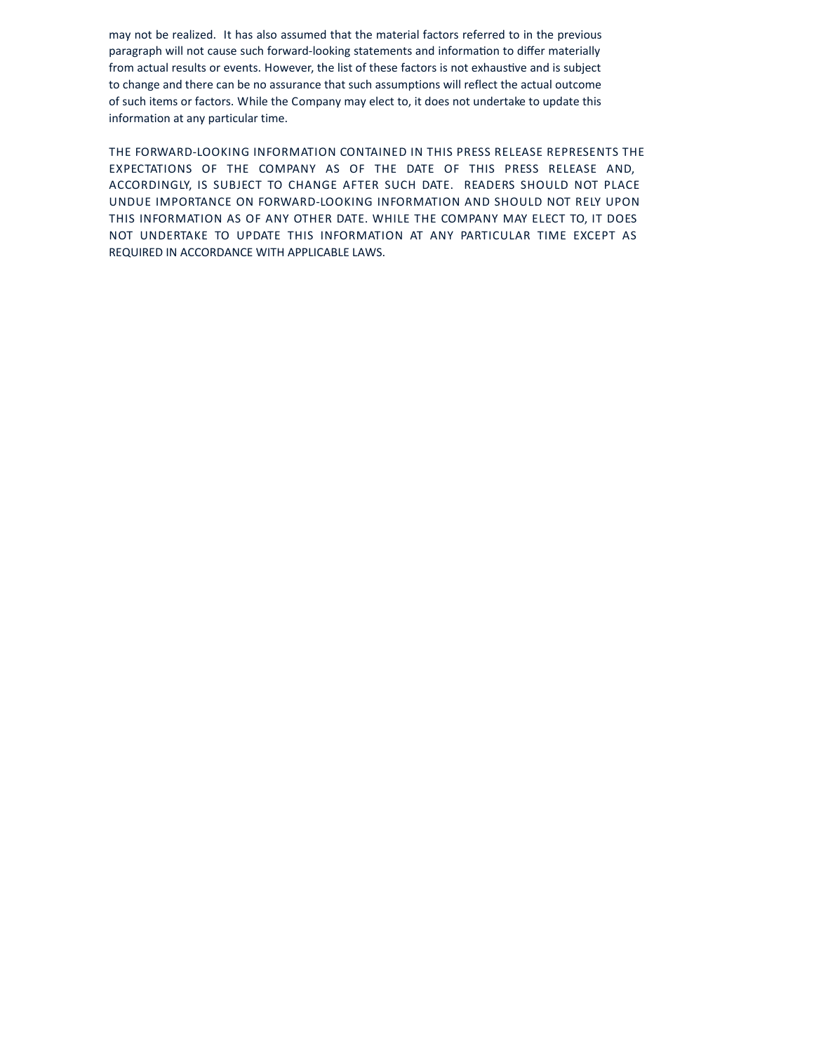may not be realized. It has also assumed that the material factors referred to in the previous paragraph will not cause such forward-looking statements and information to differ materially from actual results or events. However, the list of these factors is not exhaustive and is subject to change and there can be no assurance that such assumptions will reflect the actual outcome of such items or factors. While the Company may elect to, it does not undertake to update this information at any particular time.

THE FORWARD-LOOKING INFORMATION CONTAINED IN THIS PRESS RELEASE REPRESENTS THE EXPECTATIONS OF THE COMPANY AS OF THE DATE OF THIS PRESS RELEASE AND, ACCORDINGLY, IS SUBJECT TO CHANGE AFTER SUCH DATE. READERS SHOULD NOT PLACE UNDUE IMPORTANCE ON FORWARD-LOOKING INFORMATION AND SHOULD NOT RELY UPON THIS INFORMATION AS OF ANY OTHER DATE. WHILE THE COMPANY MAY ELECT TO, IT DOES NOT UNDERTAKE TO UPDATE THIS INFORMATION AT ANY PARTICULAR TIME EXCEPT AS REQUIRED IN ACCORDANCE WITH APPLICABLE LAWS.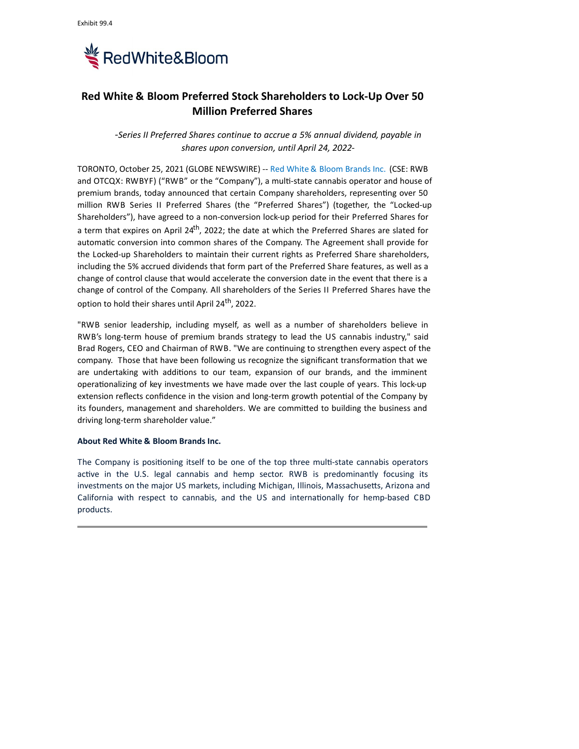Exhibit 99.4

RedWhite&Bloom

# Red White & Bloom Preferred Stock Shareholders to Lock-Up Over 50 Million Preferred Shares

*-Series II Preferred Shares continue to accrue a 5% annual dividend, payable in shares upon conversion, until April 24, 2022-*

TORONTO, October 25, 2021 (GLOBE NEWSWIRE) -- Red White & Bloom Brands Inc. (CSE: RWB and OTCQX: RWBYF) ("RWB" or the "Company"), a multi-state cannabis operator and house of premium brands, today announced that certain Company shareholders, representing over 50 million RWB Series II Preferred Shares (the "Preferred Shares") (together, the "Locked-up Shareholders"), have agreed to a non-conversion lock-up period for their Preferred Shares for a term that expires on April 24th, 2022; the date at which the Preferred Shares are slated for automatic conversion into common shares of the Company. The Agreement shall provide for the Locked-up Shareholders to maintain their current rights as Preferred Share shareholders, including the 5% accrued dividends that form part of the Preferred Share features, as well as a change of control clause that would accelerate the conversion date in the event that there is a change of control of the Company. All shareholders of the Series II Preferred Shares have the option to hold their shares until April 24th, 2022.

"RWB senior leadership, including myself, as well as a number of shareholders believe in RWB's long-term house of premium brands strategy to lead the US cannabis industry," said Brad Rogers, CEO and Chairman of RWB. "We are continuing to strengthen every aspect of the company. Those that have been following us recognize the significant transformation that we are undertaking with additions to our team, expansion of our brands, and the imminent operationalizing of key investments we have made over the last couple of years. This lock-up extension reflects confidence in the vision and long-term growth potential of the Company by its founders, management and shareholders. We are committed to building the business and driving long-term shareholder value."

**About Red White & Bloom Brands Inc.**

The Company is positioning itself to be one of the top three multi-state cannabis operators active in the U.S. legal cannabis and hemp sector. RWB is predominantly focusing its investments on the major US markets, including Michigan, Illinois, Massachusetts, Arizona and California with respect to cannabis, and the US and internationally for hemp-based CBD products.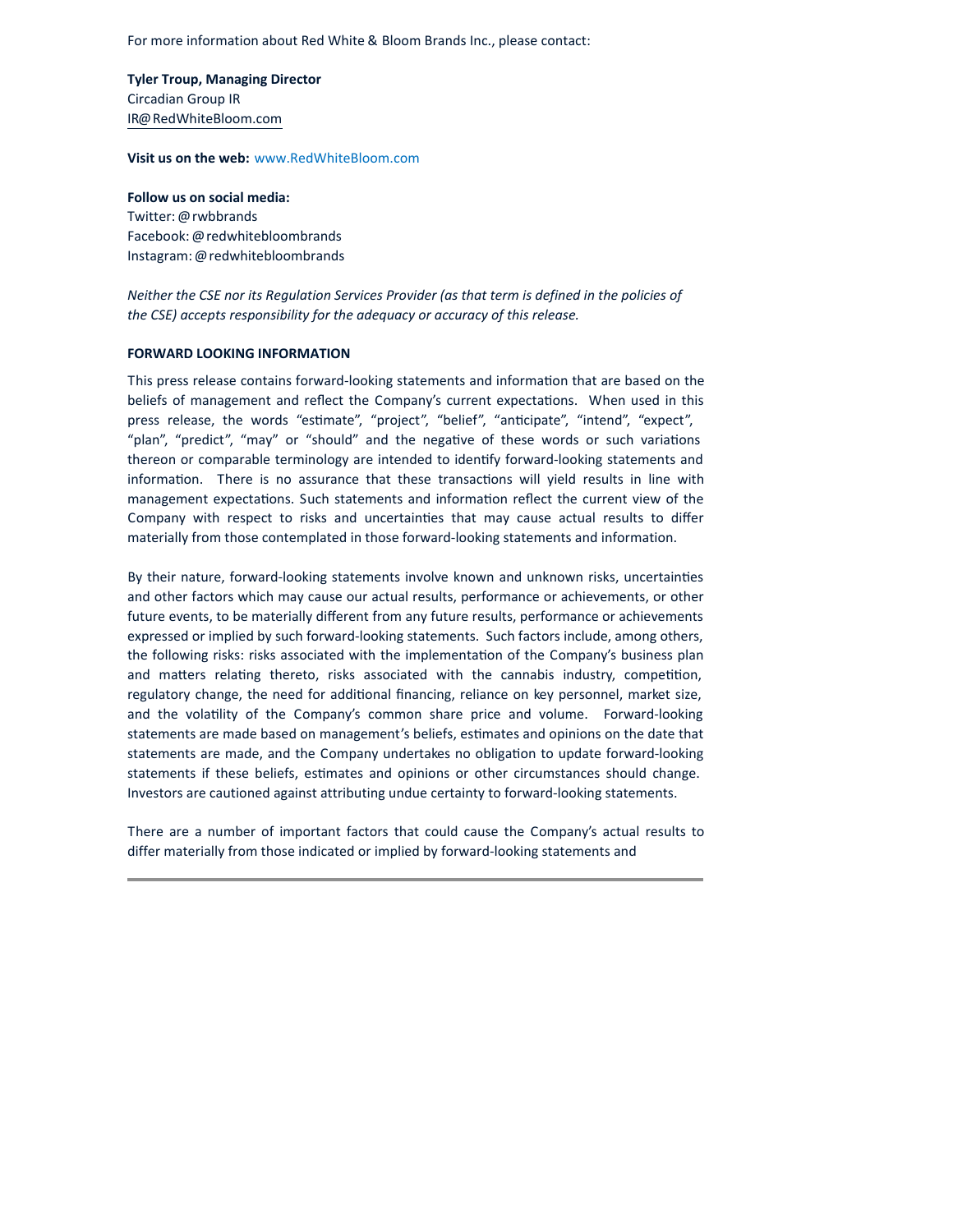For more information about Red White & Bloom Brands Inc., please contact:

**Tyler Troup, Managing Director**
Circadian Group IR
IR@RedWhiteBloom.com

**Visit us on the web:** www.RedWhiteBloom.com

**Follow us on social media:**
Twitter: @rwbbrands
Facebook: @redwhitebloombrands
Instagram: @redwhitebloombrands

*Neither the CSE nor its Regulation Services Provider (as that term is defined in the policies of the CSE) accepts responsibility for the adequacy or accuracy of this release.*

**FORWARD LOOKING INFORMATION**

This press release contains forward-looking statements and information that are based on the beliefs of management and reflect the Company's current expectations. When used in this press release, the words "estimate", "project", "belief", "anticipate", "intend", "expect", "plan", "predict", "may" or "should" and the negative of these words or such variations thereon or comparable terminology are intended to identify forward-looking statements and information. There is no assurance that these transactions will yield results in line with management expectations. Such statements and information reflect the current view of the Company with respect to risks and uncertainties that may cause actual results to differ materially from those contemplated in those forward-looking statements and information.

By their nature, forward-looking statements involve known and unknown risks, uncertainties and other factors which may cause our actual results, performance or achievements, or other future events, to be materially different from any future results, performance or achievements expressed or implied by such forward-looking statements. Such factors include, among others, the following risks: risks associated with the implementation of the Company's business plan and matters relating thereto, risks associated with the cannabis industry, competition, regulatory change, the need for additional financing, reliance on key personnel, market size, and the volatility of the Company's common share price and volume. Forward-looking statements are made based on management's beliefs, estimates and opinions on the date that statements are made, and the Company undertakes no obligation to update forward-looking statements if these beliefs, estimates and opinions or other circumstances should change. Investors are cautioned against attributing undue certainty to forward-looking statements.

There are a number of important factors that could cause the Company's actual results to differ materially from those indicated or implied by forward-looking statements and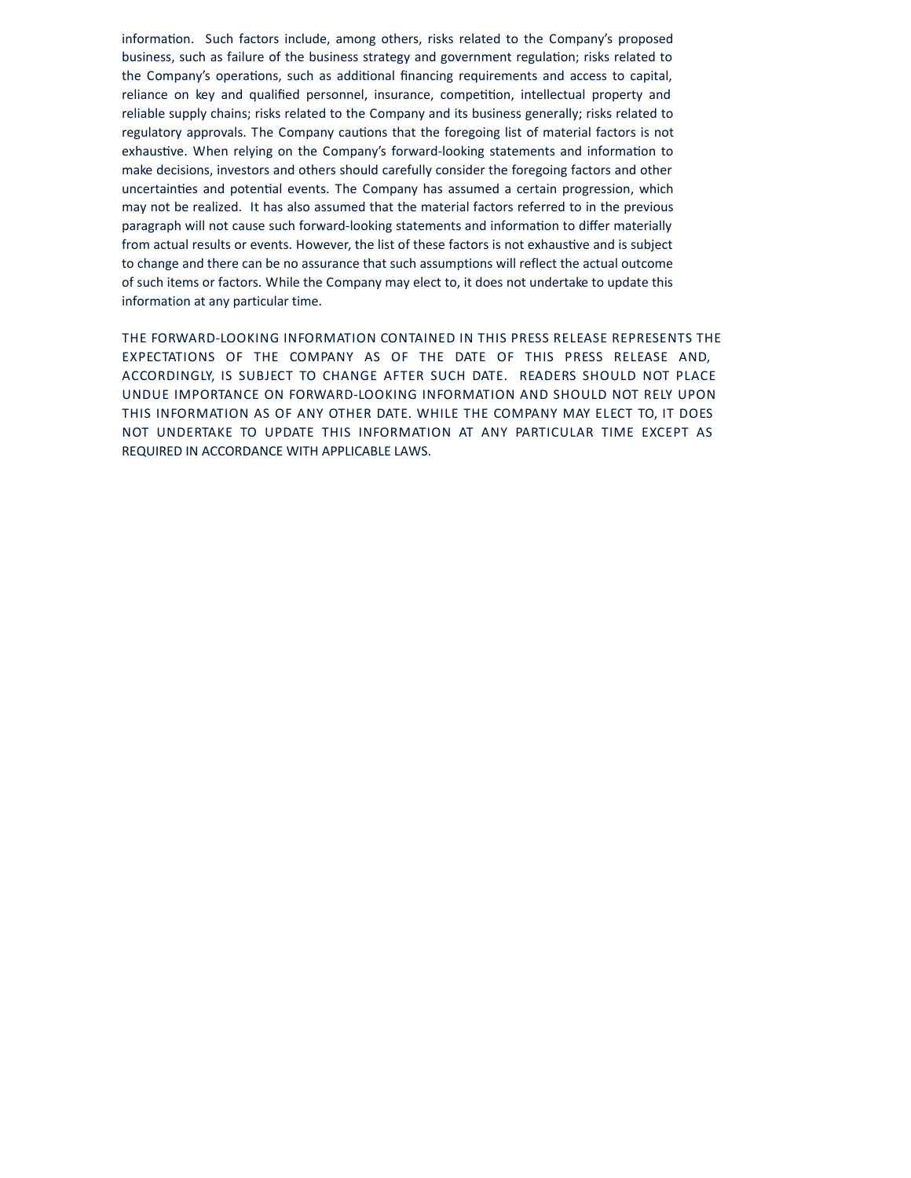information. Such factors include, among others, risks related to the Company's proposed business, such as failure of the business strategy and government regulation; risks related to the Company's operations, such as additional financing requirements and access to capital, reliance on key and qualified personnel, insurance, competition, intellectual property and reliable supply chains; risks related to the Company and its business generally; risks related to regulatory approvals. The Company cautions that the foregoing list of material factors is not exhaustive. When relying on the Company's forward-looking statements and information to make decisions, investors and others should carefully consider the foregoing factors and other uncertainties and potential events. The Company has assumed a certain progression, which may not be realized. It has also assumed that the material factors referred to in the previous paragraph will not cause such forward-looking statements and information to differ materially from actual results or events. However, the list of these factors is not exhaustive and is subject to change and there can be no assurance that such assumptions will reflect the actual outcome of such items or factors. While the Company may elect to, it does not undertake to update this information at any particular time.

THE FORWARD-LOOKING INFORMATION CONTAINED IN THIS PRESS RELEASE REPRESENTS THE EXPECTATIONS OF THE COMPANY AS OF THE DATE OF THIS PRESS RELEASE AND, ACCORDINGLY, IS SUBJECT TO CHANGE AFTER SUCH DATE. READERS SHOULD NOT PLACE UNDUE IMPORTANCE ON FORWARD-LOOKING INFORMATION AND SHOULD NOT RELY UPON THIS INFORMATION AS OF ANY OTHER DATE. WHILE THE COMPANY MAY ELECT TO, IT DOES NOT UNDERTAKE TO UPDATE THIS INFORMATION AT ANY PARTICULAR TIME EXCEPT AS REQUIRED IN ACCORDANCE WITH APPLICABLE LAWS.